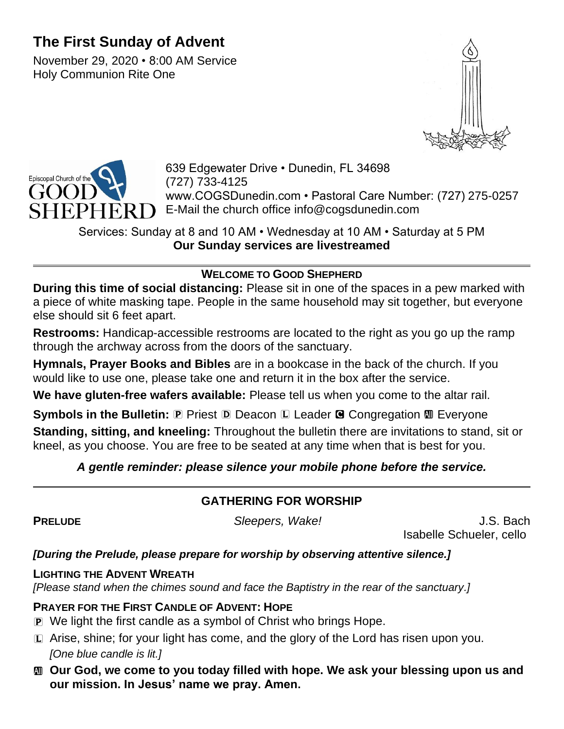# The First Sunday of Advent

November 29, 2020 • 8:00 AM Service
Holy Communion Rite One

Episcopal Church of the GOOD SHEPHERD

639 Edgewater Drive • Dunedin, FL 34698
(727) 733-4125
www.COGSDunedin.com • Pastoral Care Number: (727) 275-0257
E-Mail the church office info@cogsdunedin.com

Services: Sunday at 8 and 10 AM • Wednesday at 10 AM • Saturday at 5 PM
**Our Sunday services are livestreamed**

---

**WELCOME TO GOOD SHEPHERD**

**During this time of social distancing:** Please sit in one of the spaces in a pew marked with a piece of white masking tape. People in the same household may sit together, but everyone else should sit 6 feet apart.

**Restrooms:** Handicap-accessible restrooms are located to the right as you go up the ramp through the archway across from the doors of the sanctuary.

**Hymnals, Prayer Books and Bibles** are in a bookcase in the back of the church. If you would like to use one, please take one and return it in the box after the service.

**We have gluten-free wafers available:** Please tell us when you come to the altar rail.

**Symbols in the Bulletin:** Ⓟ Priest Ⓓ Deacon Ⓛ Leader Ⓒ Congregation Ⓐ Everyone

**Standing, sitting, and kneeling:** Throughout the bulletin there are invitations to stand, sit or kneel, as you choose. You are free to be seated at any time when that is best for you.

***A gentle reminder: please silence your mobile phone before the service.***

---

## GATHERING FOR WORSHIP

**PRELUDE** *Sleepers, Wake!* J.S. Bach
Isabelle Schueler, cello

***[During the Prelude, please prepare for worship by observing attentive silence.]***

**LIGHTING THE ADVENT WREATH**
*[Please stand when the chimes sound and face the Baptistry in the rear of the sanctuary.]*

**PRAYER FOR THE FIRST CANDLE OF ADVENT: HOPE**

Ⓟ We light the first candle as a symbol of Christ who brings Hope.

Ⓛ Arise, shine; for your light has come, and the glory of the Lord has risen upon you.
*[One blue candle is lit.]*

Ⓐ **Our God, we come to you today filled with hope. We ask your blessing upon us and our mission. In Jesus' name we pray. Amen.**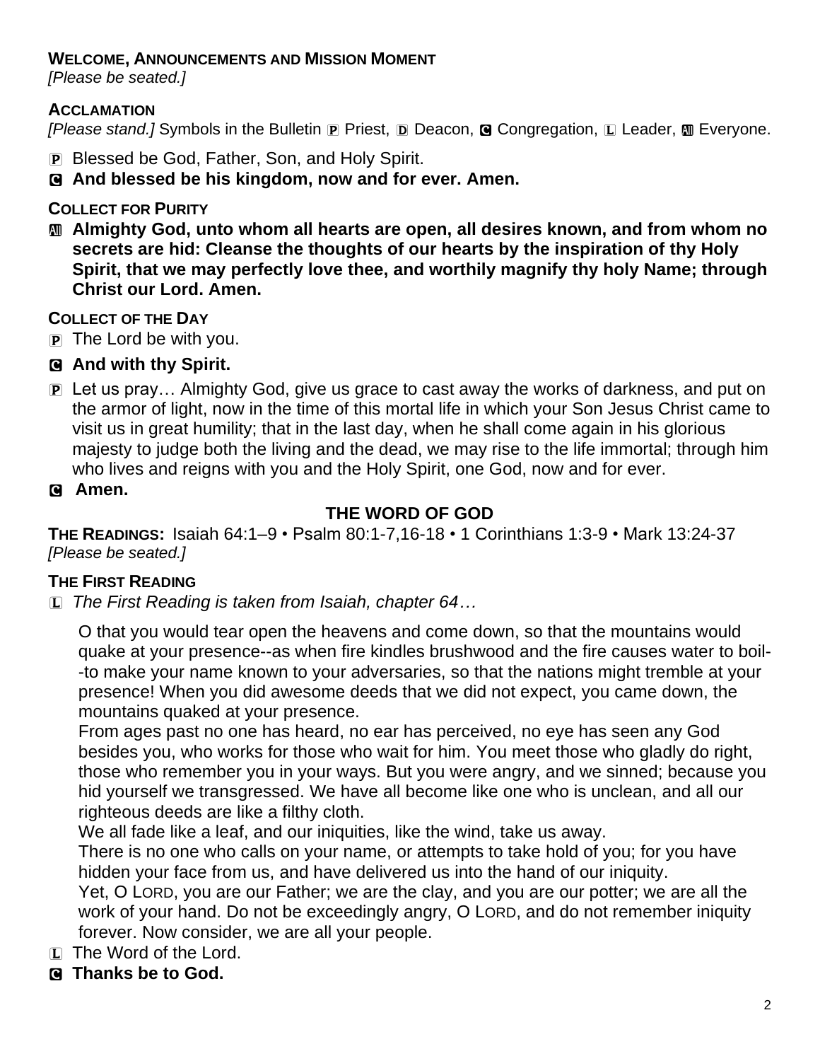**WELCOME, ANNOUNCEMENTS AND MISSION MOMENT**
*[Please be seated.]*

**ACCLAMATION**
*[Please stand.]* Symbols in the Bulletin P Priest, D Deacon, C Congregation, L Leader, All Everyone.

P Blessed be God, Father, Son, and Holy Spirit.
C **And blessed be his kingdom, now and for ever. Amen.**

**COLLECT FOR PURITY**

All **Almighty God, unto whom all hearts are open, all desires known, and from whom no secrets are hid: Cleanse the thoughts of our hearts by the inspiration of thy Holy Spirit, that we may perfectly love thee, and worthily magnify thy holy Name; through Christ our Lord. Amen.**

**COLLECT OF THE DAY**

P The Lord be with you.
C **And with thy Spirit.**
P Let us pray… Almighty God, give us grace to cast away the works of darkness, and put on the armor of light, now in the time of this mortal life in which your Son Jesus Christ came to visit us in great humility; that in the last day, when he shall come again in his glorious majesty to judge both the living and the dead, we may rise to the life immortal; through him who lives and reigns with you and the Holy Spirit, one God, now and for ever.
C **Amen.**

## THE WORD OF GOD

**THE READINGS:** Isaiah 64:1–9 • Psalm 80:1-7,16-18 • 1 Corinthians 1:3-9 • Mark 13:24-37
*[Please be seated.]*

**THE FIRST READING**

L *The First Reading is taken from Isaiah, chapter 64…*

O that you would tear open the heavens and come down, so that the mountains would quake at your presence--as when fire kindles brushwood and the fire causes water to boil--to make your name known to your adversaries, so that the nations might tremble at your presence! When you did awesome deeds that we did not expect, you came down, the mountains quaked at your presence.
From ages past no one has heard, no ear has perceived, no eye has seen any God besides you, who works for those who wait for him. You meet those who gladly do right, those who remember you in your ways. But you were angry, and we sinned; because you hid yourself we transgressed. We have all become like one who is unclean, and all our righteous deeds are like a filthy cloth.
We all fade like a leaf, and our iniquities, like the wind, take us away.
There is no one who calls on your name, or attempts to take hold of you; for you have hidden your face from us, and have delivered us into the hand of our iniquity.
Yet, O LORD, you are our Father; we are the clay, and you are our potter; we are all the work of your hand. Do not be exceedingly angry, O LORD, and do not remember iniquity forever. Now consider, we are all your people.

L The Word of the Lord.
C **Thanks be to God.**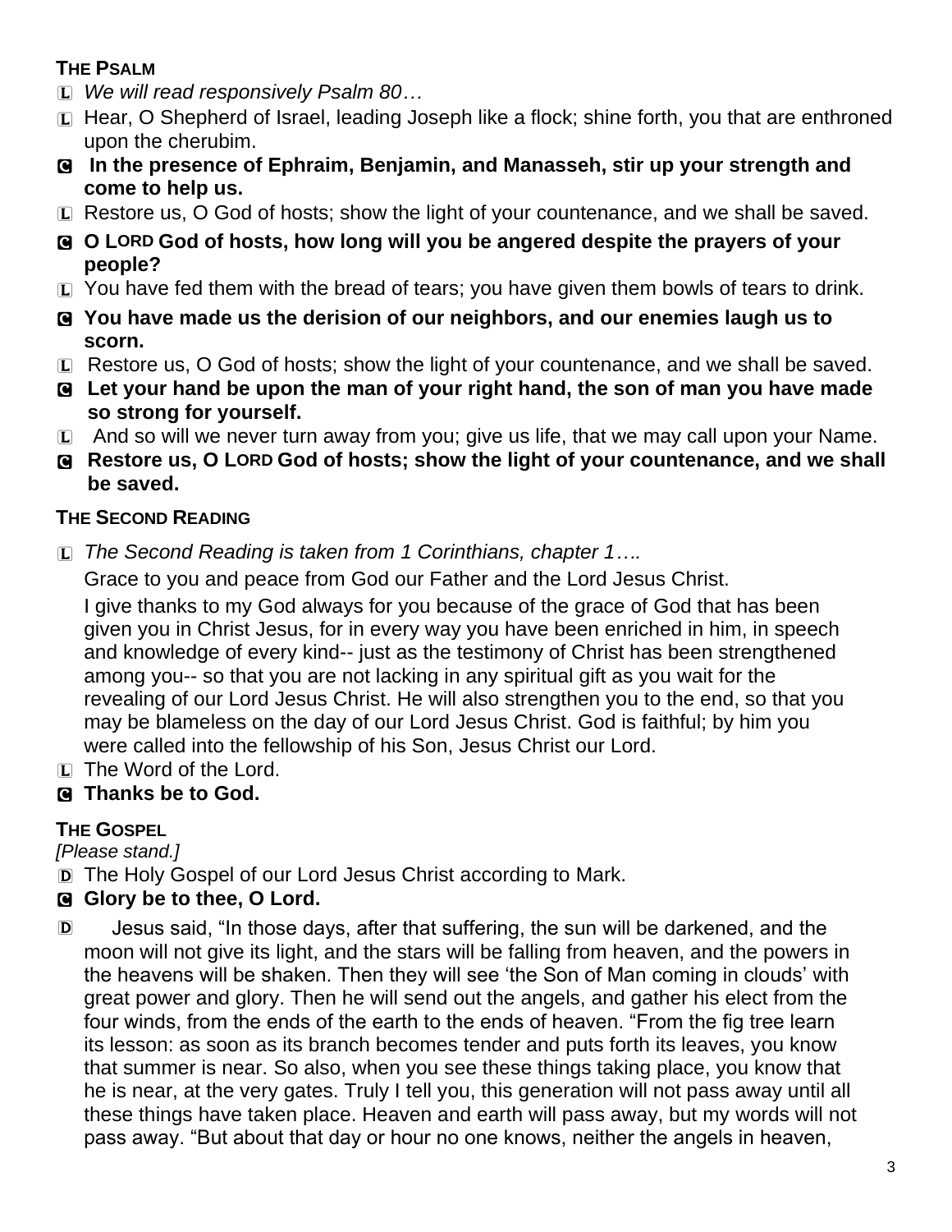### THE PSALM

L *We will read responsively Psalm 80…*

L Hear, O Shepherd of Israel, leading Joseph like a flock; shine forth, you that are enthroned upon the cherubim.

**C In the presence of Ephraim, Benjamin, and Manasseh, stir up your strength and come to help us.**

L Restore us, O God of hosts; show the light of your countenance, and we shall be saved.

**C O LORD God of hosts, how long will you be angered despite the prayers of your people?**

L You have fed them with the bread of tears; you have given them bowls of tears to drink.

**C You have made us the derision of our neighbors, and our enemies laugh us to scorn.**

L Restore us, O God of hosts; show the light of your countenance, and we shall be saved.

**C Let your hand be upon the man of your right hand, the son of man you have made so strong for yourself.**

L And so will we never turn away from you; give us life, that we may call upon your Name.

**C Restore us, O LORD God of hosts; show the light of your countenance, and we shall be saved.**

### THE SECOND READING

L *The Second Reading is taken from 1 Corinthians, chapter 1….*

Grace to you and peace from God our Father and the Lord Jesus Christ.

I give thanks to my God always for you because of the grace of God that has been given you in Christ Jesus, for in every way you have been enriched in him, in speech and knowledge of every kind-- just as the testimony of Christ has been strengthened among you-- so that you are not lacking in any spiritual gift as you wait for the revealing of our Lord Jesus Christ. He will also strengthen you to the end, so that you may be blameless on the day of our Lord Jesus Christ. God is faithful; by him you were called into the fellowship of his Son, Jesus Christ our Lord.

L The Word of the Lord.

**C Thanks be to God.**

### THE GOSPEL

*[Please stand.]*

D The Holy Gospel of our Lord Jesus Christ according to Mark.

**C Glory be to thee, O Lord.**

D Jesus said, "In those days, after that suffering, the sun will be darkened, and the moon will not give its light, and the stars will be falling from heaven, and the powers in the heavens will be shaken. Then they will see 'the Son of Man coming in clouds' with great power and glory. Then he will send out the angels, and gather his elect from the four winds, from the ends of the earth to the ends of heaven. "From the fig tree learn its lesson: as soon as its branch becomes tender and puts forth its leaves, you know that summer is near. So also, when you see these things taking place, you know that he is near, at the very gates. Truly I tell you, this generation will not pass away until all these things have taken place. Heaven and earth will pass away, but my words will not pass away. "But about that day or hour no one knows, neither the angels in heaven,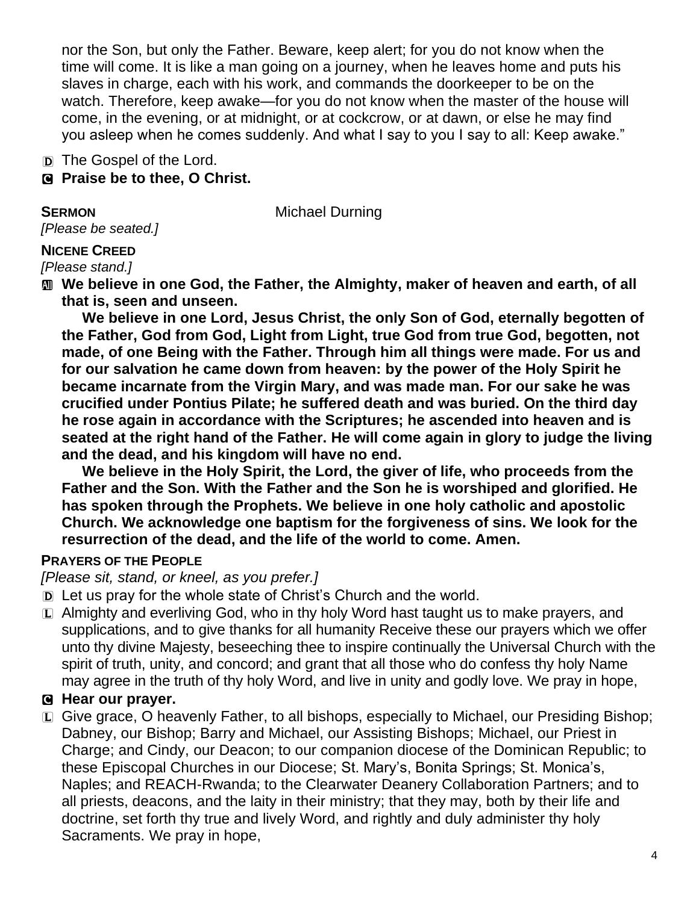nor the Son, but only the Father. Beware, keep alert; for you do not know when the time will come. It is like a man going on a journey, when he leaves home and puts his slaves in charge, each with his work, and commands the doorkeeper to be on the watch. Therefore, keep awake—for you do not know when the master of the house will come, in the evening, or at midnight, or at cockcrow, or at dawn, or else he may find you asleep when he comes suddenly. And what I say to you I say to all: Keep awake."

D The Gospel of the Lord.

C **Praise be to thee, O Christ.**

**SERMON** Michael Durning

*[Please be seated.]*

**NICENE CREED**

*[Please stand.]*

All **We believe in one God, the Father, the Almighty, maker of heaven and earth, of all that is, seen and unseen.**

**We believe in one Lord, Jesus Christ, the only Son of God, eternally begotten of the Father, God from God, Light from Light, true God from true God, begotten, not made, of one Being with the Father. Through him all things were made. For us and for our salvation he came down from heaven: by the power of the Holy Spirit he became incarnate from the Virgin Mary, and was made man. For our sake he was crucified under Pontius Pilate; he suffered death and was buried. On the third day he rose again in accordance with the Scriptures; he ascended into heaven and is seated at the right hand of the Father. He will come again in glory to judge the living and the dead, and his kingdom will have no end.**

**We believe in the Holy Spirit, the Lord, the giver of life, who proceeds from the Father and the Son. With the Father and the Son he is worshiped and glorified. He has spoken through the Prophets. We believe in one holy catholic and apostolic Church. We acknowledge one baptism for the forgiveness of sins. We look for the resurrection of the dead, and the life of the world to come. Amen.**

**PRAYERS OF THE PEOPLE**

*[Please sit, stand, or kneel, as you prefer.]*

D Let us pray for the whole state of Christ's Church and the world.

L Almighty and everliving God, who in thy holy Word hast taught us to make prayers, and supplications, and to give thanks for all humanity Receive these our prayers which we offer unto thy divine Majesty, beseeching thee to inspire continually the Universal Church with the spirit of truth, unity, and concord; and grant that all those who do confess thy holy Name may agree in the truth of thy holy Word, and live in unity and godly love. We pray in hope,

C **Hear our prayer.**

L Give grace, O heavenly Father, to all bishops, especially to Michael, our Presiding Bishop; Dabney, our Bishop; Barry and Michael, our Assisting Bishops; Michael, our Priest in Charge; and Cindy, our Deacon; to our companion diocese of the Dominican Republic; to these Episcopal Churches in our Diocese; St. Mary's, Bonita Springs; St. Monica's, Naples; and REACH-Rwanda; to the Clearwater Deanery Collaboration Partners; and to all priests, deacons, and the laity in their ministry; that they may, both by their life and doctrine, set forth thy true and lively Word, and rightly and duly administer thy holy Sacraments. We pray in hope,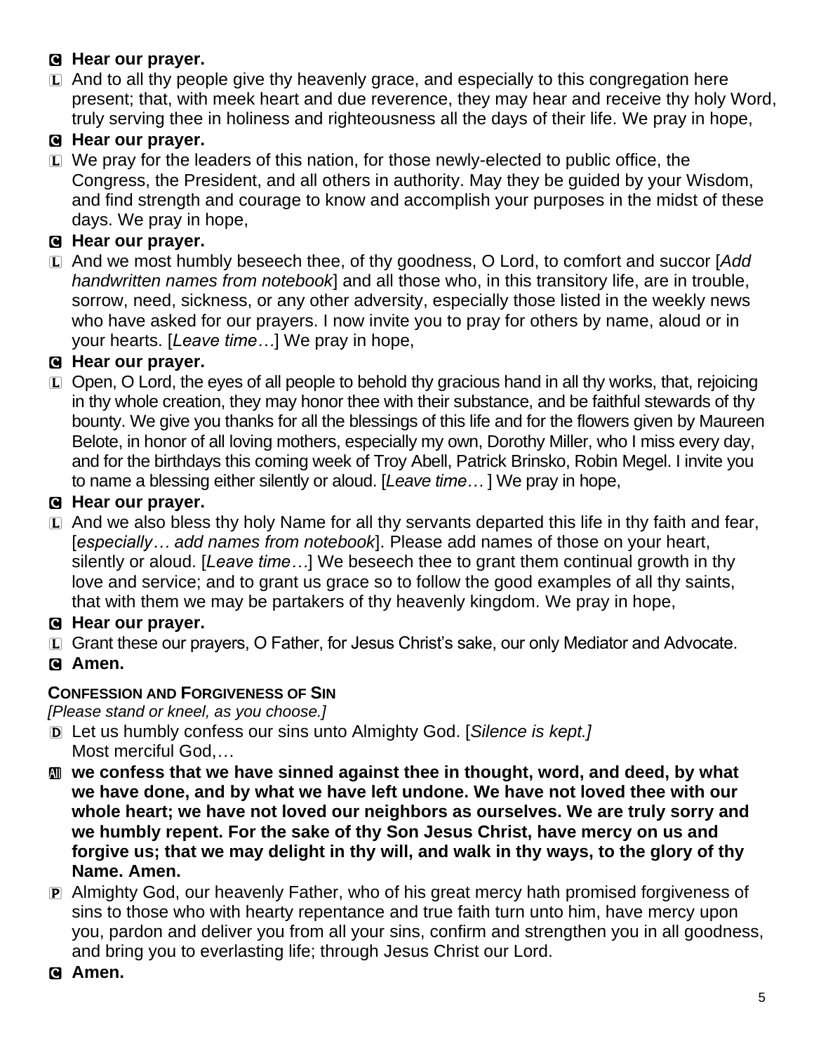**C Hear our prayer.**

L And to all thy people give thy heavenly grace, and especially to this congregation here present; that, with meek heart and due reverence, they may hear and receive thy holy Word, truly serving thee in holiness and righteousness all the days of their life. We pray in hope,

**C Hear our prayer.**

L We pray for the leaders of this nation, for those newly-elected to public office, the Congress, the President, and all others in authority. May they be guided by your Wisdom, and find strength and courage to know and accomplish your purposes in the midst of these days. We pray in hope,

**C Hear our prayer.**

L And we most humbly beseech thee, of thy goodness, O Lord, to comfort and succor [*Add handwritten names from notebook*] and all those who, in this transitory life, are in trouble, sorrow, need, sickness, or any other adversity, especially those listed in the weekly news who have asked for our prayers. I now invite you to pray for others by name, aloud or in your hearts. [*Leave time…*] We pray in hope,

**C Hear our prayer.**

L Open, O Lord, the eyes of all people to behold thy gracious hand in all thy works, that, rejoicing in thy whole creation, they may honor thee with their substance, and be faithful stewards of thy bounty. We give you thanks for all the blessings of this life and for the flowers given by Maureen Belote, in honor of all loving mothers, especially my own, Dorothy Miller, who I miss every day, and for the birthdays this coming week of Troy Abell, Patrick Brinsko, Robin Megel. I invite you to name a blessing either silently or aloud. [*Leave time…* ] We pray in hope,

**C Hear our prayer.**

L And we also bless thy holy Name for all thy servants departed this life in thy faith and fear, [*especially… add names from notebook*]. Please add names of those on your heart, silently or aloud. [*Leave time…*] We beseech thee to grant them continual growth in thy love and service; and to grant us grace so to follow the good examples of all thy saints, that with them we may be partakers of thy heavenly kingdom. We pray in hope,

**C Hear our prayer.**

L Grant these our prayers, O Father, for Jesus Christ's sake, our only Mediator and Advocate.

**C Amen.**

### CONFESSION AND FORGIVENESS OF SIN

*[Please stand or kneel, as you choose.]*

D Let us humbly confess our sins unto Almighty God. [*Silence is kept.]*
Most merciful God,*…*

**A we confess that we have sinned against thee in thought, word, and deed, by what we have done, and by what we have left undone. We have not loved thee with our whole heart; we have not loved our neighbors as ourselves. We are truly sorry and we humbly repent. For the sake of thy Son Jesus Christ, have mercy on us and forgive us; that we may delight in thy will, and walk in thy ways, to the glory of thy Name. Amen.**

P Almighty God, our heavenly Father, who of his great mercy hath promised forgiveness of sins to those who with hearty repentance and true faith turn unto him, have mercy upon you, pardon and deliver you from all your sins, confirm and strengthen you in all goodness, and bring you to everlasting life; through Jesus Christ our Lord.

**C Amen.**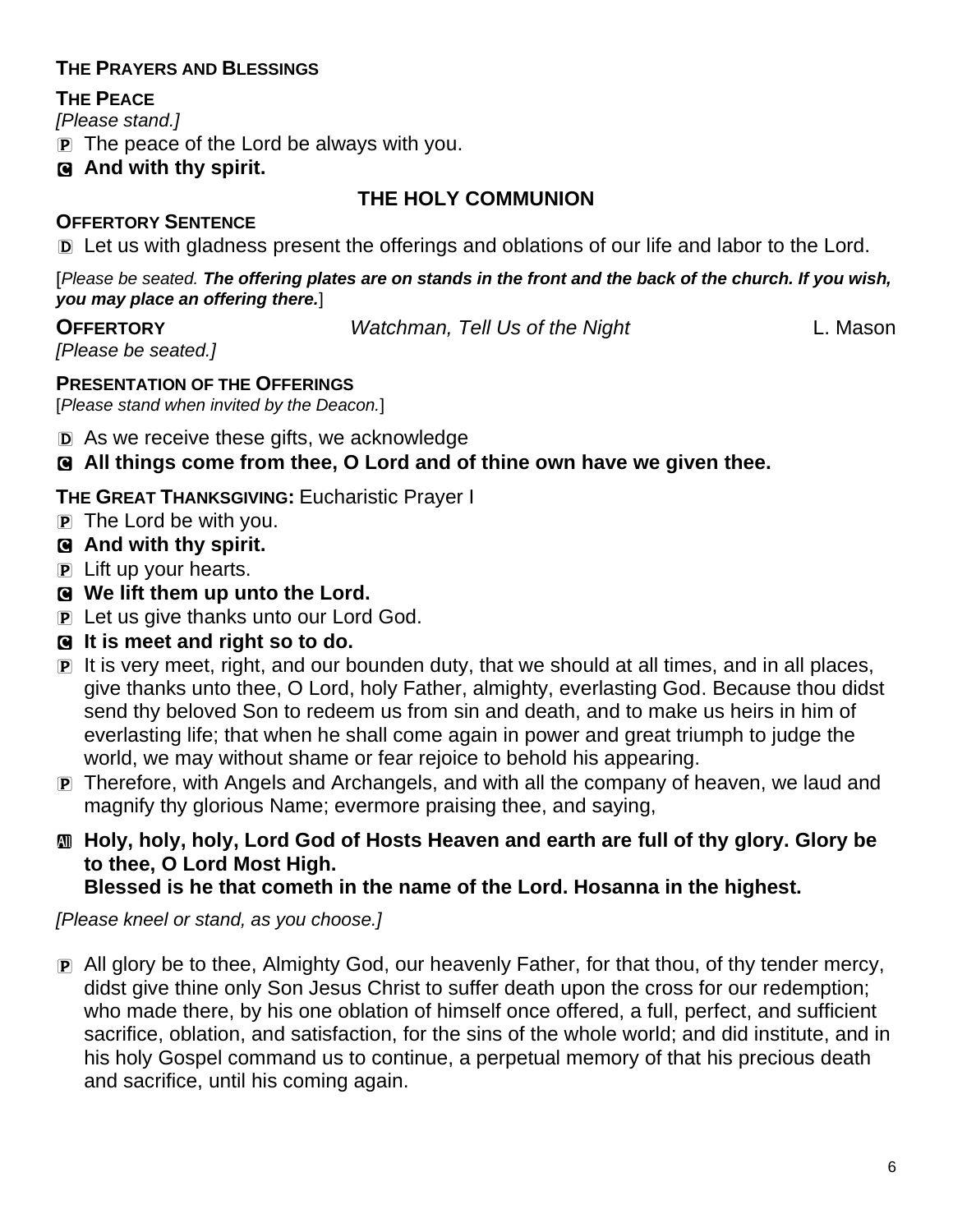**THE PRAYERS AND BLESSINGS**

**THE PEACE**

*[Please stand.]*

P The peace of the Lord be always with you.

C **And with thy spirit.**

## THE HOLY COMMUNION

**OFFERTORY SENTENCE**

D Let us with gladness present the offerings and oblations of our life and labor to the Lord.

[*Please be seated. **The offering plates are on stands in the front and the back of the church. If you wish, you may place an offering there.***]

**OFFERTORY** *Watchman, Tell Us of the Night* L. Mason

*[Please be seated.]*

**PRESENTATION OF THE OFFERINGS**

[*Please stand when invited by the Deacon.*]

D As we receive these gifts, we acknowledge

C **All things come from thee, O Lord and of thine own have we given thee.**

**THE GREAT THANKSGIVING:** Eucharistic Prayer I

P The Lord be with you.

C **And with thy spirit.**

P Lift up your hearts.

C **We lift them up unto the Lord.**

P Let us give thanks unto our Lord God.

C **It is meet and right so to do.**

P It is very meet, right, and our bounden duty, that we should at all times, and in all places, give thanks unto thee, O Lord, holy Father, almighty, everlasting God. Because thou didst send thy beloved Son to redeem us from sin and death, and to make us heirs in him of everlasting life; that when he shall come again in power and great triumph to judge the world, we may without shame or fear rejoice to behold his appearing.

P Therefore, with Angels and Archangels, and with all the company of heaven, we laud and magnify thy glorious Name; evermore praising thee, and saying,

All **Holy, holy, holy, Lord God of Hosts Heaven and earth are full of thy glory. Glory be to thee, O Lord Most High.**
**Blessed is he that cometh in the name of the Lord. Hosanna in the highest.**

*[Please kneel or stand, as you choose.]*

P All glory be to thee, Almighty God, our heavenly Father, for that thou, of thy tender mercy, didst give thine only Son Jesus Christ to suffer death upon the cross for our redemption; who made there, by his one oblation of himself once offered, a full, perfect, and sufficient sacrifice, oblation, and satisfaction, for the sins of the whole world; and did institute, and in his holy Gospel command us to continue, a perpetual memory of that his precious death and sacrifice, until his coming again.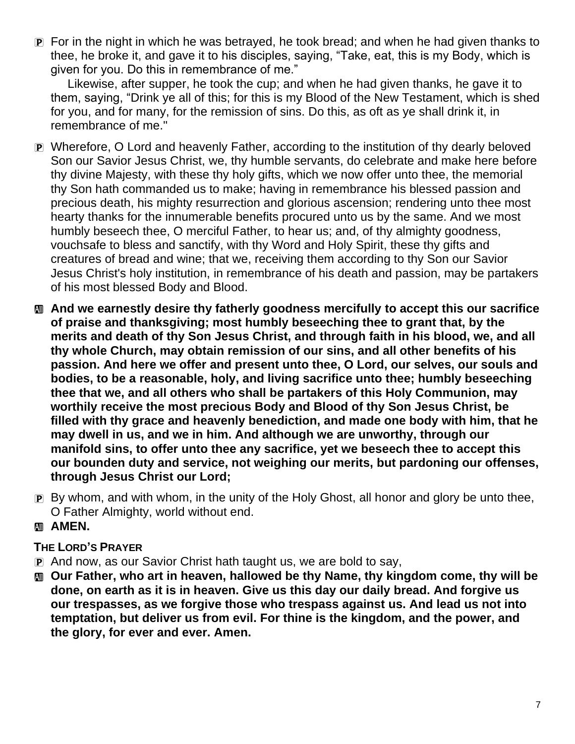P For in the night in which he was betrayed, he took bread; and when he had given thanks to thee, he broke it, and gave it to his disciples, saying, "Take, eat, this is my Body, which is given for you. Do this in remembrance of me."

Likewise, after supper, he took the cup; and when he had given thanks, he gave it to them, saying, "Drink ye all of this; for this is my Blood of the New Testament, which is shed for you, and for many, for the remission of sins. Do this, as oft as ye shall drink it, in remembrance of me."

P Wherefore, O Lord and heavenly Father, according to the institution of thy dearly beloved Son our Savior Jesus Christ, we, thy humble servants, do celebrate and make here before thy divine Majesty, with these thy holy gifts, which we now offer unto thee, the memorial thy Son hath commanded us to make; having in remembrance his blessed passion and precious death, his mighty resurrection and glorious ascension; rendering unto thee most hearty thanks for the innumerable benefits procured unto us by the same. And we most humbly beseech thee, O merciful Father, to hear us; and, of thy almighty goodness, vouchsafe to bless and sanctify, with thy Word and Holy Spirit, these thy gifts and creatures of bread and wine; that we, receiving them according to thy Son our Savior Jesus Christ's holy institution, in remembrance of his death and passion, may be partakers of his most blessed Body and Blood.

All **And we earnestly desire thy fatherly goodness mercifully to accept this our sacrifice of praise and thanksgiving; most humbly beseeching thee to grant that, by the merits and death of thy Son Jesus Christ, and through faith in his blood, we, and all thy whole Church, may obtain remission of our sins, and all other benefits of his passion. And here we offer and present unto thee, O Lord, our selves, our souls and bodies, to be a reasonable, holy, and living sacrifice unto thee; humbly beseeching thee that we, and all others who shall be partakers of this Holy Communion, may worthily receive the most precious Body and Blood of thy Son Jesus Christ, be filled with thy grace and heavenly benediction, and made one body with him, that he may dwell in us, and we in him. And although we are unworthy, through our manifold sins, to offer unto thee any sacrifice, yet we beseech thee to accept this our bounden duty and service, not weighing our merits, but pardoning our offenses, through Jesus Christ our Lord;**

P By whom, and with whom, in the unity of the Holy Ghost, all honor and glory be unto thee, O Father Almighty, world without end.

All **AMEN.**

**THE LORD'S PRAYER**

P And now, as our Savior Christ hath taught us, we are bold to say,

All **Our Father, who art in heaven, hallowed be thy Name, thy kingdom come, thy will be done, on earth as it is in heaven. Give us this day our daily bread. And forgive us our trespasses, as we forgive those who trespass against us. And lead us not into temptation, but deliver us from evil. For thine is the kingdom, and the power, and the glory, for ever and ever. Amen.**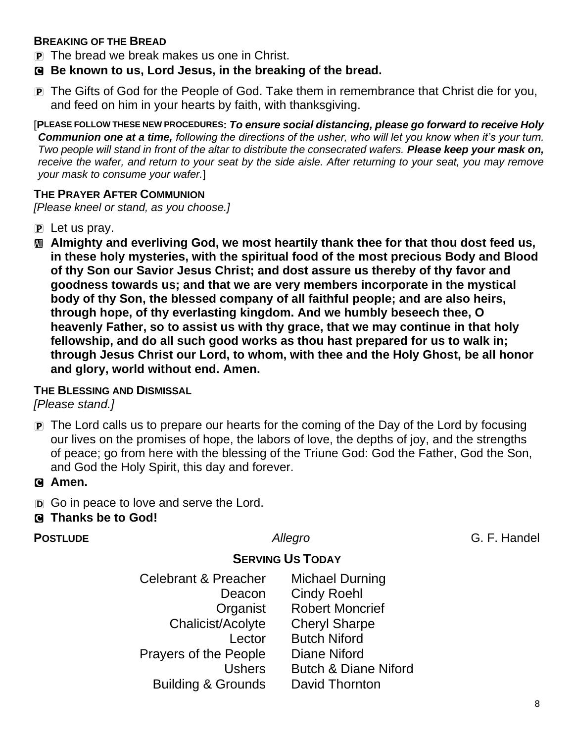**BREAKING OF THE BREAD**

P The bread we break makes us one in Christ.

C **Be known to us, Lord Jesus, in the breaking of the bread.**

P The Gifts of God for the People of God. Take them in remembrance that Christ die for you, and feed on him in your hearts by faith, with thanksgiving.

[**PLEASE FOLLOW THESE NEW PROCEDURES:** ***To ensure social distancing, please go forward to receive Holy Communion one at a time,*** *following the directions of the usher, who will let you know when it's your turn. Two people will stand in front of the altar to distribute the consecrated wafers.* ***Please keep your mask on,*** *receive the wafer, and return to your seat by the side aisle. After returning to your seat, you may remove your mask to consume your wafer.*]

**THE PRAYER AFTER COMMUNION**

*[Please kneel or stand, as you choose.]*

P Let us pray.

All **Almighty and everliving God, we most heartily thank thee for that thou dost feed us, in these holy mysteries, with the spiritual food of the most precious Body and Blood of thy Son our Savior Jesus Christ; and dost assure us thereby of thy favor and goodness towards us; and that we are very members incorporate in the mystical body of thy Son, the blessed company of all faithful people; and are also heirs, through hope, of thy everlasting kingdom. And we humbly beseech thee, O heavenly Father, so to assist us with thy grace, that we may continue in that holy fellowship, and do all such good works as thou hast prepared for us to walk in; through Jesus Christ our Lord, to whom, with thee and the Holy Ghost, be all honor and glory, world without end. Amen.**

**THE BLESSING AND DISMISSAL**

*[Please stand.]*

P The Lord calls us to prepare our hearts for the coming of the Day of the Lord by focusing our lives on the promises of hope, the labors of love, the depths of joy, and the strengths of peace; go from here with the blessing of the Triune God: God the Father, God the Son, and God the Holy Spirit, this day and forever.

C **Amen.**

D Go in peace to love and serve the Lord.

C **Thanks be to God!**

**POSTLUDE** *Allegro* G. F. Handel

## SERVING US TODAY

| | |
|---|---|
| Celebrant & Preacher | Michael Durning |
| Deacon | Cindy Roehl |
| Organist | Robert Moncrief |
| Chalicist/Acolyte | Cheryl Sharpe |
| Lector | Butch Niford |
| Prayers of the People | Diane Niford |
| Ushers | Butch & Diane Niford |
| Building & Grounds | David Thornton |